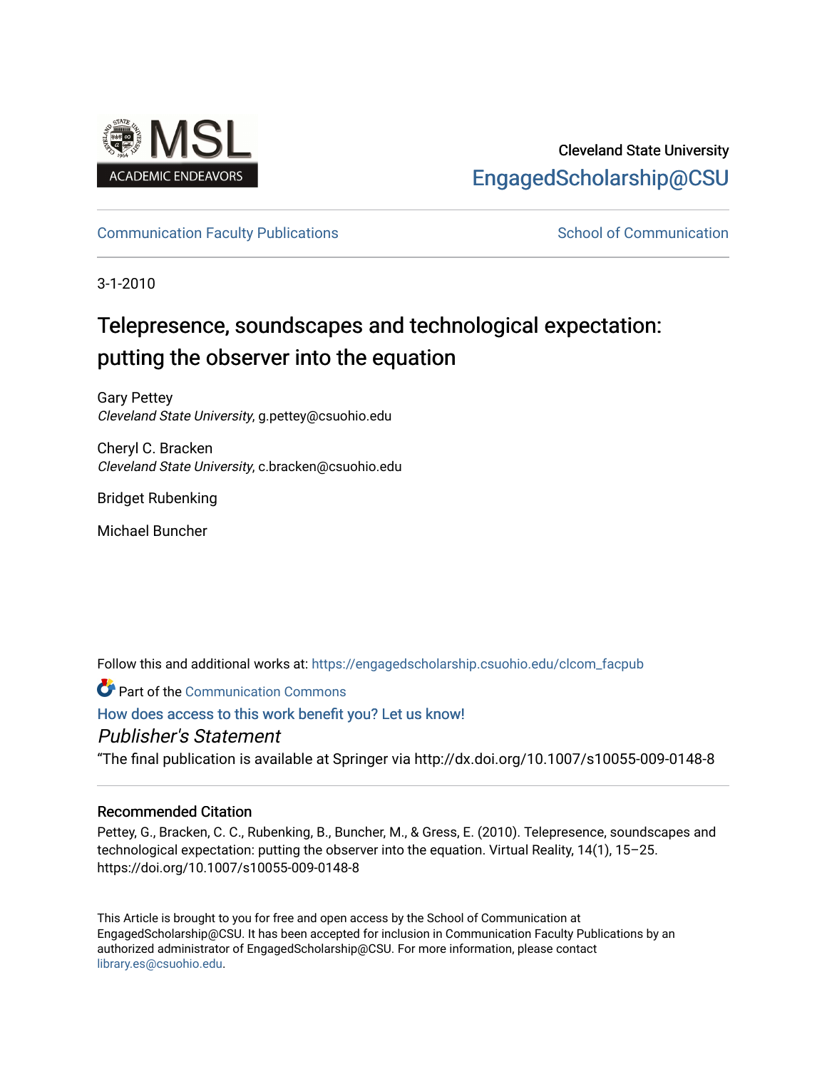Cleveland State University

EngagedScholarship@CSU

Communication Faculty Publications

School of Communication

3-1-2010

# Telepresence, soundscapes and technological expectation: putting the observer into the equation

Gary Pettey
*Cleveland State University*, g.pettey@csuohio.edu

Cheryl C. Bracken
*Cleveland State University*, c.bracken@csuohio.edu

Bridget Rubenking

Michael Buncher

Follow this and additional works at: https://engagedscholarship.csuohio.edu/clcom_facpub

Part of the Communication Commons

How does access to this work benefit you? Let us know!

*Publisher's Statement*

"The final publication is available at Springer via http://dx.doi.org/10.1007/s10055-009-0148-8

### Recommended Citation

Pettey, G., Bracken, C. C., Rubenking, B., Buncher, M., & Gress, E. (2010). Telepresence, soundscapes and technological expectation: putting the observer into the equation. Virtual Reality, 14(1), 15–25. https://doi.org/10.1007/s10055-009-0148-8

This Article is brought to you for free and open access by the School of Communication at EngagedScholarship@CSU. It has been accepted for inclusion in Communication Faculty Publications by an authorized administrator of EngagedScholarship@CSU. For more information, please contact library.es@csuohio.edu.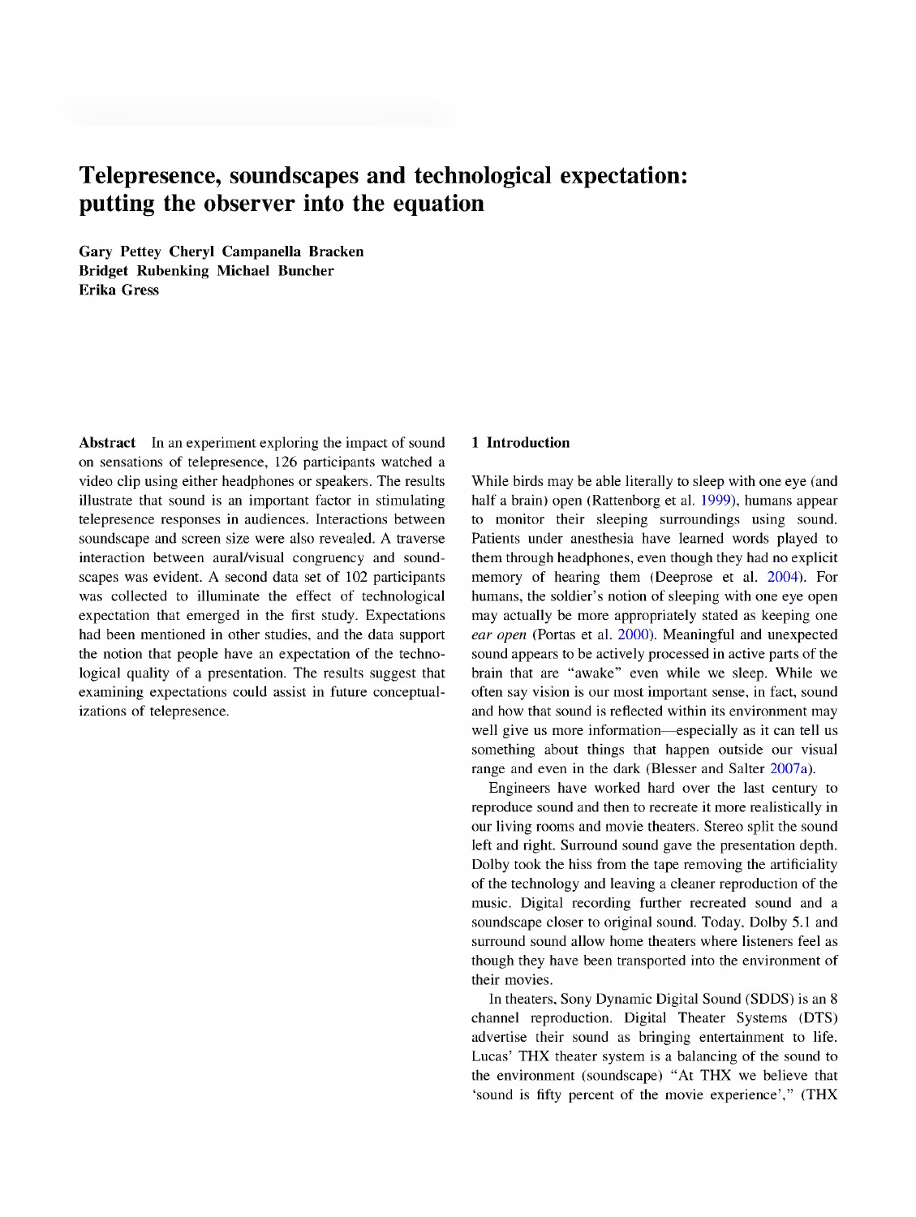# Telepresence, soundscapes and technological expectation: putting the observer into the equation

**Gary Pettey Cheryl Campanella Bracken**
**Bridget Rubenking Michael Buncher**
**Erika Gress**

**Abstract** In an experiment exploring the impact of sound on sensations of telepresence, 126 participants watched a video clip using either headphones or speakers. The results illustrate that sound is an important factor in stimulating telepresence responses in audiences. Interactions between soundscape and screen size were also revealed. A traverse interaction between aural/visual congruency and soundscapes was evident. A second data set of 102 participants was collected to illuminate the effect of technological expectation that emerged in the first study. Expectations had been mentioned in other studies, and the data support the notion that people have an expectation of the technological quality of a presentation. The results suggest that examining expectations could assist in future conceptualizations of telepresence.

## 1 Introduction

While birds may be able literally to sleep with one eye (and half a brain) open (Rattenborg et al. 1999), humans appear to monitor their sleeping surroundings using sound. Patients under anesthesia have learned words played to them through headphones, even though they had no explicit memory of hearing them (Deeprose et al. 2004). For humans, the soldier's notion of sleeping with one eye open may actually be more appropriately stated as keeping one *ear open* (Portas et al. 2000). Meaningful and unexpected sound appears to be actively processed in active parts of the brain that are "awake" even while we sleep. While we often say vision is our most important sense, in fact, sound and how that sound is reflected within its environment may well give us more information—especially as it can tell us something about things that happen outside our visual range and even in the dark (Blesser and Salter 2007a).

Engineers have worked hard over the last century to reproduce sound and then to recreate it more realistically in our living rooms and movie theaters. Stereo split the sound left and right. Surround sound gave the presentation depth. Dolby took the hiss from the tape removing the artificiality of the technology and leaving a cleaner reproduction of the music. Digital recording further recreated sound and a soundscape closer to original sound. Today, Dolby 5.1 and surround sound allow home theaters where listeners feel as though they have been transported into the environment of their movies.

In theaters, Sony Dynamic Digital Sound (SDDS) is an 8 channel reproduction. Digital Theater Systems (DTS) advertise their sound as bringing entertainment to life. Lucas' THX theater system is a balancing of the sound to the environment (soundscape) "At THX we believe that 'sound is fifty percent of the movie experience'," (THX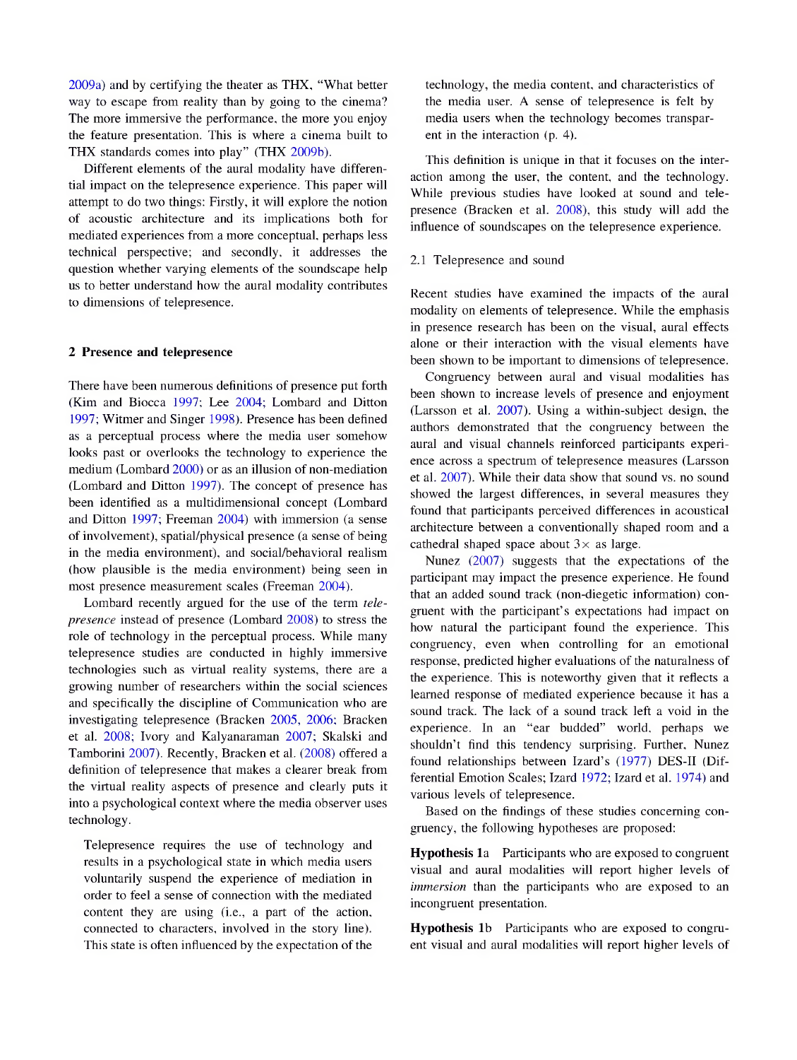2009a) and by certifying the theater as THX, "What better way to escape from reality than by going to the cinema? The more immersive the performance, the more you enjoy the feature presentation. This is where a cinema built to THX standards comes into play" (THX 2009b).

Different elements of the aural modality have differential impact on the telepresence experience. This paper will attempt to do two things: Firstly, it will explore the notion of acoustic architecture and its implications both for mediated experiences from a more conceptual, perhaps less technical perspective; and secondly, it addresses the question whether varying elements of the soundscape help us to better understand how the aural modality contributes to dimensions of telepresence.

## 2 Presence and telepresence

There have been numerous definitions of presence put forth (Kim and Biocca 1997; Lee 2004; Lombard and Ditton 1997; Witmer and Singer 1998). Presence has been defined as a perceptual process where the media user somehow looks past or overlooks the technology to experience the medium (Lombard 2000) or as an illusion of non-mediation (Lombard and Ditton 1997). The concept of presence has been identified as a multidimensional concept (Lombard and Ditton 1997; Freeman 2004) with immersion (a sense of involvement), spatial/physical presence (a sense of being in the media environment), and social/behavioral realism (how plausible is the media environment) being seen in most presence measurement scales (Freeman 2004).

Lombard recently argued for the use of the term *telepresence* instead of presence (Lombard 2008) to stress the role of technology in the perceptual process. While many telepresence studies are conducted in highly immersive technologies such as virtual reality systems, there are a growing number of researchers within the social sciences and specifically the discipline of Communication who are investigating telepresence (Bracken 2005, 2006; Bracken et al. 2008; Ivory and Kalyanaraman 2007; Skalski and Tamborini 2007). Recently, Bracken et al. (2008) offered a definition of telepresence that makes a clearer break from the virtual reality aspects of presence and clearly puts it into a psychological context where the media observer uses technology.

> Telepresence requires the use of technology and results in a psychological state in which media users voluntarily suspend the experience of mediation in order to feel a sense of connection with the mediated content they are using (i.e., a part of the action, connected to characters, involved in the story line). This state is often influenced by the expectation of the technology, the media content, and characteristics of the media user. A sense of telepresence is felt by media users when the technology becomes transparent in the interaction (p. 4).

This definition is unique in that it focuses on the interaction among the user, the content, and the technology. While previous studies have looked at sound and telepresence (Bracken et al. 2008), this study will add the influence of soundscapes on the telepresence experience.

### 2.1 Telepresence and sound

Recent studies have examined the impacts of the aural modality on elements of telepresence. While the emphasis in presence research has been on the visual, aural effects alone or their interaction with the visual elements have been shown to be important to dimensions of telepresence.

Congruency between aural and visual modalities has been shown to increase levels of presence and enjoyment (Larsson et al. 2007). Using a within-subject design, the authors demonstrated that the congruency between the aural and visual channels reinforced participants experience across a spectrum of telepresence measures (Larsson et al. 2007). While their data show that sound vs. no sound showed the largest differences, in several measures they found that participants perceived differences in acoustical architecture between a conventionally shaped room and a cathedral shaped space about 3× as large.

Nunez (2007) suggests that the expectations of the participant may impact the presence experience. He found that an added sound track (non-diegetic information) congruent with the participant's expectations had impact on how natural the participant found the experience. This congruency, even when controlling for an emotional response, predicted higher evaluations of the naturalness of the experience. This is noteworthy given that it reflects a learned response of mediated experience because it has a sound track. The lack of a sound track left a void in the experience. In an "ear budded" world, perhaps we shouldn't find this tendency surprising. Further, Nunez found relationships between Izard's (1977) DES-II (Differential Emotion Scales; Izard 1972; Izard et al. 1974) and various levels of telepresence.

Based on the findings of these studies concerning congruency, the following hypotheses are proposed:

**Hypothesis 1a** Participants who are exposed to congruent visual and aural modalities will report higher levels of *immersion* than the participants who are exposed to an incongruent presentation.

**Hypothesis 1b** Participants who are exposed to congruent visual and aural modalities will report higher levels of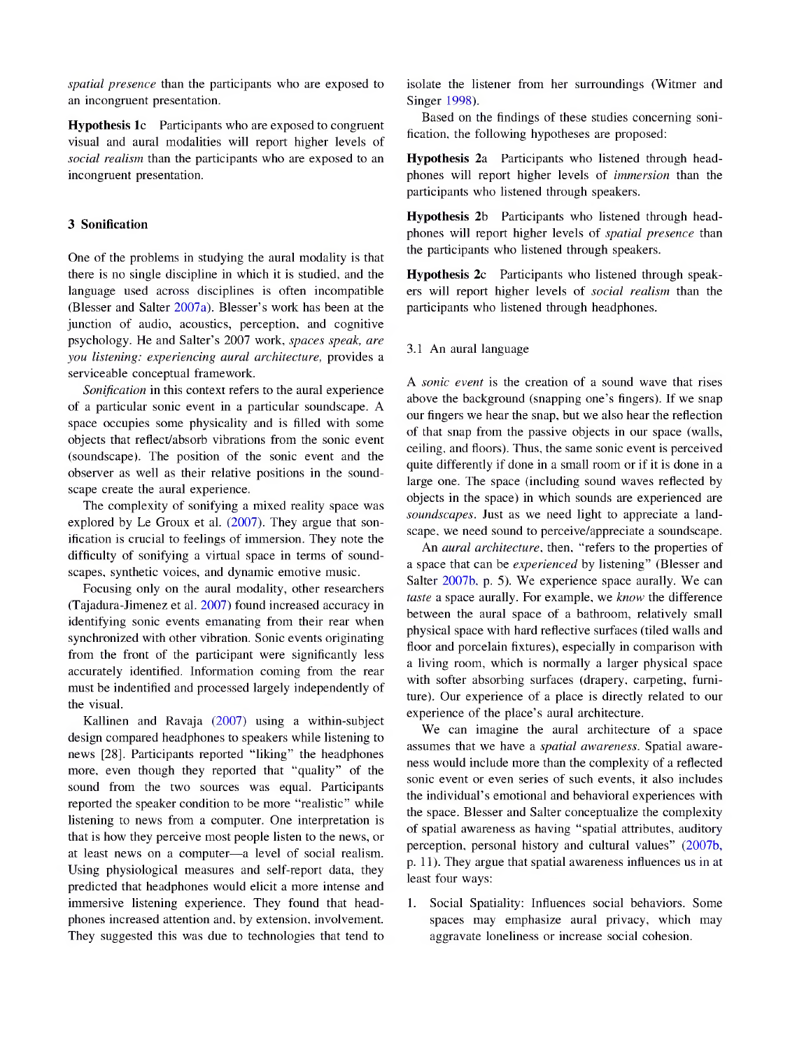*spatial presence* than the participants who are exposed to an incongruent presentation.

**Hypothesis 1c** Participants who are exposed to congruent visual and aural modalities will report higher levels of *social realism* than the participants who are exposed to an incongruent presentation.

## 3 Sonification

One of the problems in studying the aural modality is that there is no single discipline in which it is studied, and the language used across disciplines is often incompatible (Blesser and Salter 2007a). Blesser's work has been at the junction of audio, acoustics, perception, and cognitive psychology. He and Salter's 2007 work, *spaces speak, are you listening: experiencing aural architecture,* provides a serviceable conceptual framework.

*Sonification* in this context refers to the aural experience of a particular sonic event in a particular soundscape. A space occupies some physicality and is filled with some objects that reflect/absorb vibrations from the sonic event (soundscape). The position of the sonic event and the observer as well as their relative positions in the soundscape create the aural experience.

The complexity of sonifying a mixed reality space was explored by Le Groux et al. (2007). They argue that sonification is crucial to feelings of immersion. They note the difficulty of sonifying a virtual space in terms of soundscapes, synthetic voices, and dynamic emotive music.

Focusing only on the aural modality, other researchers (Tajadura-Jimenez et al. 2007) found increased accuracy in identifying sonic events emanating from their rear when synchronized with other vibration. Sonic events originating from the front of the participant were significantly less accurately identified. Information coming from the rear must be indentified and processed largely independently of the visual.

Kallinen and Ravaja (2007) using a within-subject design compared headphones to speakers while listening to news [28]. Participants reported "liking" the headphones more, even though they reported that "quality" of the sound from the two sources was equal. Participants reported the speaker condition to be more "realistic" while listening to news from a computer. One interpretation is that is how they perceive most people listen to the news, or at least news on a computer—a level of social realism. Using physiological measures and self-report data, they predicted that headphones would elicit a more intense and immersive listening experience. They found that headphones increased attention and, by extension, involvement. They suggested this was due to technologies that tend to isolate the listener from her surroundings (Witmer and Singer 1998).

Based on the findings of these studies concerning sonification, the following hypotheses are proposed:

**Hypothesis 2a** Participants who listened through headphones will report higher levels of *immersion* than the participants who listened through speakers.

**Hypothesis 2b** Participants who listened through headphones will report higher levels of *spatial presence* than the participants who listened through speakers.

**Hypothesis 2c** Participants who listened through speakers will report higher levels of *social realism* than the participants who listened through headphones.

### 3.1 An aural language

A *sonic event* is the creation of a sound wave that rises above the background (snapping one's fingers). If we snap our fingers we hear the snap, but we also hear the reflection of that snap from the passive objects in our space (walls, ceiling, and floors). Thus, the same sonic event is perceived quite differently if done in a small room or if it is done in a large one. The space (including sound waves reflected by objects in the space) in which sounds are experienced are *soundscapes*. Just as we need light to appreciate a landscape, we need sound to perceive/appreciate a soundscape.

An *aural architecture*, then, "refers to the properties of a space that can be *experienced* by listening" (Blesser and Salter 2007b, p. 5). We experience space aurally. We can *taste* a space aurally. For example, we *know* the difference between the aural space of a bathroom, relatively small physical space with hard reflective surfaces (tiled walls and floor and porcelain fixtures), especially in comparison with a living room, which is normally a larger physical space with softer absorbing surfaces (drapery, carpeting, furniture). Our experience of a place is directly related to our experience of the place's aural architecture.

We can imagine the aural architecture of a space assumes that we have a *spatial awareness*. Spatial awareness would include more than the complexity of a reflected sonic event or even series of such events, it also includes the individual's emotional and behavioral experiences with the space. Blesser and Salter conceptualize the complexity of spatial awareness as having "spatial attributes, auditory perception, personal history and cultural values" (2007b, p. 11). They argue that spatial awareness influences us in at least four ways:

1. Social Spatiality: Influences social behaviors. Some spaces may emphasize aural privacy, which may aggravate loneliness or increase social cohesion.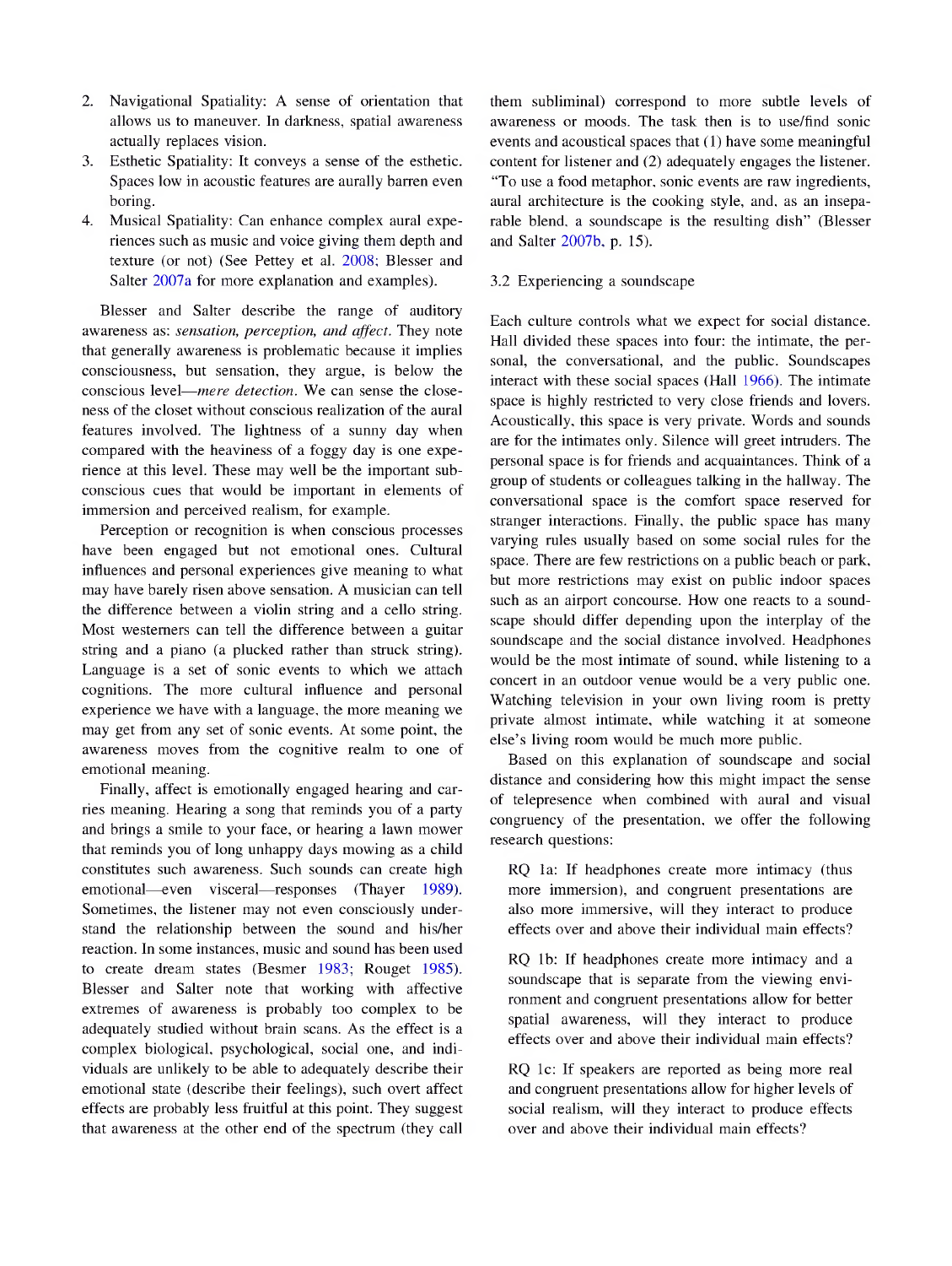2. Navigational Spatiality: A sense of orientation that allows us to maneuver. In darkness, spatial awareness actually replaces vision.
3. Esthetic Spatiality: It conveys a sense of the esthetic. Spaces low in acoustic features are aurally barren even boring.
4. Musical Spatiality: Can enhance complex aural experiences such as music and voice giving them depth and texture (or not) (See Pettey et al. 2008; Blesser and Salter 2007a for more explanation and examples).

Blesser and Salter describe the range of auditory awareness as: *sensation, perception, and affect*. They note that generally awareness is problematic because it implies consciousness, but sensation, they argue, is below the conscious level—*mere detection*. We can sense the closeness of the closet without conscious realization of the aural features involved. The lightness of a sunny day when compared with the heaviness of a foggy day is one experience at this level. These may well be the important subconscious cues that would be important in elements of immersion and perceived realism, for example.

Perception or recognition is when conscious processes have been engaged but not emotional ones. Cultural influences and personal experiences give meaning to what may have barely risen above sensation. A musician can tell the difference between a violin string and a cello string. Most westerners can tell the difference between a guitar string and a piano (a plucked rather than struck string). Language is a set of sonic events to which we attach cognitions. The more cultural influence and personal experience we have with a language, the more meaning we may get from any set of sonic events. At some point, the awareness moves from the cognitive realm to one of emotional meaning.

Finally, affect is emotionally engaged hearing and carries meaning. Hearing a song that reminds you of a party and brings a smile to your face, or hearing a lawn mower that reminds you of long unhappy days mowing as a child constitutes such awareness. Such sounds can create high emotional—even visceral—responses (Thayer 1989). Sometimes, the listener may not even consciously understand the relationship between the sound and his/her reaction. In some instances, music and sound has been used to create dream states (Besmer 1983; Rouget 1985). Blesser and Salter note that working with affective extremes of awareness is probably too complex to be adequately studied without brain scans. As the effect is a complex biological, psychological, social one, and individuals are unlikely to be able to adequately describe their emotional state (describe their feelings), such overt affect effects are probably less fruitful at this point. They suggest that awareness at the other end of the spectrum (they call them subliminal) correspond to more subtle levels of awareness or moods. The task then is to use/find sonic events and acoustical spaces that (1) have some meaningful content for listener and (2) adequately engages the listener. "To use a food metaphor, sonic events are raw ingredients, aural architecture is the cooking style, and, as an inseparable blend, a soundscape is the resulting dish" (Blesser and Salter 2007b, p. 15).

### 3.2 Experiencing a soundscape

Each culture controls what we expect for social distance. Hall divided these spaces into four: the intimate, the personal, the conversational, and the public. Soundscapes interact with these social spaces (Hall 1966). The intimate space is highly restricted to very close friends and lovers. Acoustically, this space is very private. Words and sounds are for the intimates only. Silence will greet intruders. The personal space is for friends and acquaintances. Think of a group of students or colleagues talking in the hallway. The conversational space is the comfort space reserved for stranger interactions. Finally, the public space has many varying rules usually based on some social rules for the space. There are few restrictions on a public beach or park, but more restrictions may exist on public indoor spaces such as an airport concourse. How one reacts to a soundscape should differ depending upon the interplay of the soundscape and the social distance involved. Headphones would be the most intimate of sound, while listening to a concert in an outdoor venue would be a very public one. Watching television in your own living room is pretty private almost intimate, while watching it at someone else's living room would be much more public.

Based on this explanation of soundscape and social distance and considering how this might impact the sense of telepresence when combined with aural and visual congruency of the presentation, we offer the following research questions:

> RQ 1a: If headphones create more intimacy (thus more immersion), and congruent presentations are also more immersive, will they interact to produce effects over and above their individual main effects?

> RQ 1b: If headphones create more intimacy and a soundscape that is separate from the viewing environment and congruent presentations allow for better spatial awareness, will they interact to produce effects over and above their individual main effects?

> RQ 1c: If speakers are reported as being more real and congruent presentations allow for higher levels of social realism, will they interact to produce effects over and above their individual main effects?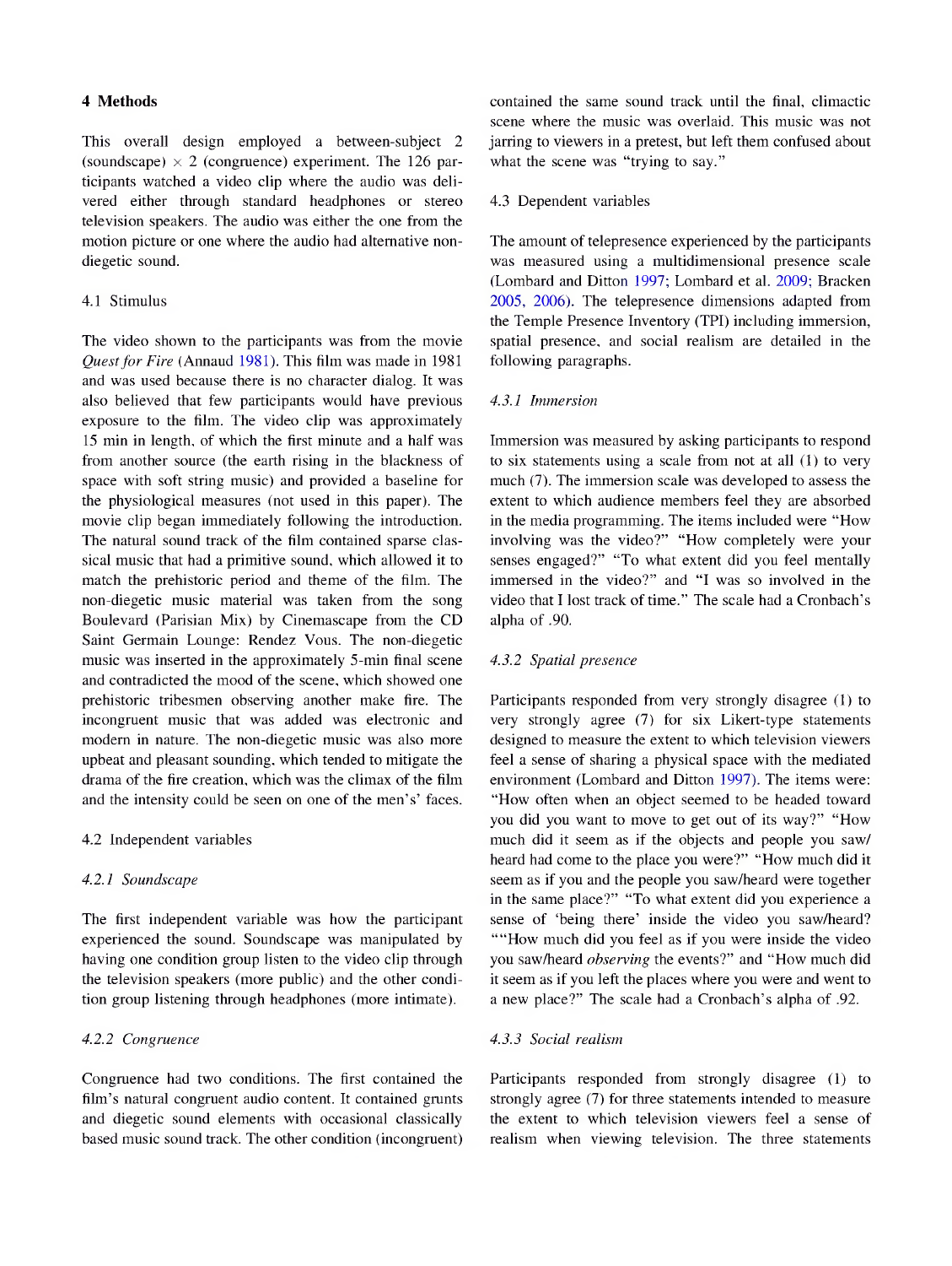## 4 Methods

This overall design employed a between-subject 2 (soundscape) × 2 (congruence) experiment. The 126 participants watched a video clip where the audio was delivered either through standard headphones or stereo television speakers. The audio was either the one from the motion picture or one where the audio had alternative non-diegetic sound.

### 4.1 Stimulus

The video shown to the participants was from the movie *Quest for Fire* (Annaud 1981). This film was made in 1981 and was used because there is no character dialog. It was also believed that few participants would have previous exposure to the film. The video clip was approximately 15 min in length, of which the first minute and a half was from another source (the earth rising in the blackness of space with soft string music) and provided a baseline for the physiological measures (not used in this paper). The movie clip began immediately following the introduction. The natural sound track of the film contained sparse classical music that had a primitive sound, which allowed it to match the prehistoric period and theme of the film. The non-diegetic music material was taken from the song Boulevard (Parisian Mix) by Cinemascape from the CD Saint Germain Lounge: Rendez Vous. The non-diegetic music was inserted in the approximately 5-min final scene and contradicted the mood of the scene, which showed one prehistoric tribesmen observing another make fire. The incongruent music that was added was electronic and modern in nature. The non-diegetic music was also more upbeat and pleasant sounding, which tended to mitigate the drama of the fire creation, which was the climax of the film and the intensity could be seen on one of the men's' faces.

### 4.2 Independent variables

#### 4.2.1 Soundscape

The first independent variable was how the participant experienced the sound. Soundscape was manipulated by having one condition group listen to the video clip through the television speakers (more public) and the other condition group listening through headphones (more intimate).

#### 4.2.2 Congruence

Congruence had two conditions. The first contained the film's natural congruent audio content. It contained grunts and diegetic sound elements with occasional classically based music sound track. The other condition (incongruent) contained the same sound track until the final, climactic scene where the music was overlaid. This music was not jarring to viewers in a pretest, but left them confused about what the scene was "trying to say."

### 4.3 Dependent variables

The amount of telepresence experienced by the participants was measured using a multidimensional presence scale (Lombard and Ditton 1997; Lombard et al. 2009; Bracken 2005, 2006). The telepresence dimensions adapted from the Temple Presence Inventory (TPI) including immersion, spatial presence, and social realism are detailed in the following paragraphs.

#### 4.3.1 Immersion

Immersion was measured by asking participants to respond to six statements using a scale from not at all (1) to very much (7). The immersion scale was developed to assess the extent to which audience members feel they are absorbed in the media programming. The items included were "How involving was the video?" "How completely were your senses engaged?" "To what extent did you feel mentally immersed in the video?" and "I was so involved in the video that I lost track of time." The scale had a Cronbach's alpha of .90.

#### 4.3.2 Spatial presence

Participants responded from very strongly disagree (1) to very strongly agree (7) for six Likert-type statements designed to measure the extent to which television viewers feel a sense of sharing a physical space with the mediated environment (Lombard and Ditton 1997). The items were: "How often when an object seemed to be headed toward you did you want to move to get out of its way?" "How much did it seem as if the objects and people you saw/heard had come to the place you were?" "How much did it seem as if you and the people you saw/heard were together in the same place?" "To what extent did you experience a sense of 'being there' inside the video you saw/heard? ""How much did you feel as if you were inside the video you saw/heard *observing* the events?" and "How much did it seem as if you left the places where you were and went to a new place?" The scale had a Cronbach's alpha of .92.

#### 4.3.3 Social realism

Participants responded from strongly disagree (1) to strongly agree (7) for three statements intended to measure the extent to which television viewers feel a sense of realism when viewing television. The three statements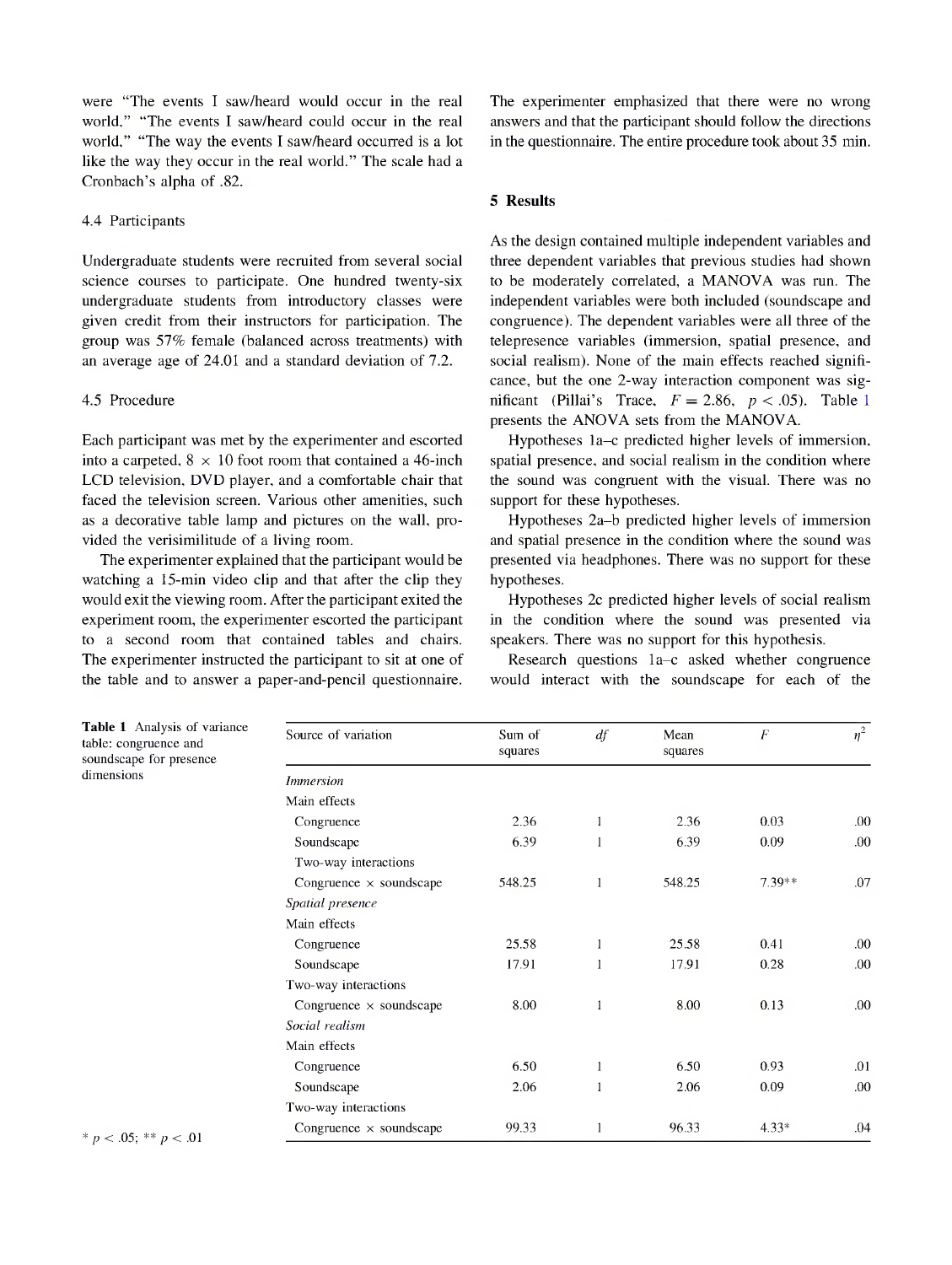were "The events I saw/heard would occur in the real world," "The events I saw/heard could occur in the real world," "The way the events I saw/heard occurred is a lot like the way they occur in the real world." The scale had a Cronbach's alpha of .82.

### 4.4 Participants

Undergraduate students were recruited from several social science courses to participate. One hundred twenty-six undergraduate students from introductory classes were given credit from their instructors for participation. The group was 57% female (balanced across treatments) with an average age of 24.01 and a standard deviation of 7.2.

### 4.5 Procedure

Each participant was met by the experimenter and escorted into a carpeted, 8 × 10 foot room that contained a 46-inch LCD television, DVD player, and a comfortable chair that faced the television screen. Various other amenities, such as a decorative table lamp and pictures on the wall, provided the verisimilitude of a living room.

The experimenter explained that the participant would be watching a 15-min video clip and that after the clip they would exit the viewing room. After the participant exited the experiment room, the experimenter escorted the participant to a second room that contained tables and chairs. The experimenter instructed the participant to sit at one of the table and to answer a paper-and-pencil questionnaire. The experimenter emphasized that there were no wrong answers and that the participant should follow the directions in the questionnaire. The entire procedure took about 35 min.

## 5 Results

As the design contained multiple independent variables and three dependent variables that previous studies had shown to be moderately correlated, a MANOVA was run. The independent variables were both included (soundscape and congruence). The dependent variables were all three of the telepresence variables (immersion, spatial presence, and social realism). None of the main effects reached significance, but the one 2-way interaction component was significant (Pillai's Trace, $F = 2.86$, $p < .05$). Table 1 presents the ANOVA sets from the MANOVA.

Hypotheses 1a–c predicted higher levels of immersion, spatial presence, and social realism in the condition where the sound was congruent with the visual. There was no support for these hypotheses.

Hypotheses 2a–b predicted higher levels of immersion and spatial presence in the condition where the sound was presented via headphones. There was no support for these hypotheses.

Hypotheses 2c predicted higher levels of social realism in the condition where the sound was presented via speakers. There was no support for this hypothesis.

Research questions 1a–c asked whether congruence would interact with the soundscape for each of the

**Table 1** Analysis of variance table: congruence and soundscape for presence dimensions

| Source of variation | Sum of squares | *df* | Mean squares | *F* | $\eta^2$ |
|---|---|---|---|---|---|
| *Immersion* | | | | | |
| Main effects | | | | | |
| Congruence | 2.36 | 1 | 2.36 | 0.03 | .00 |
| Soundscape | 6.39 | 1 | 6.39 | 0.09 | .00 |
| Two-way interactions | | | | | |
| Congruence × soundscape | 548.25 | 1 | 548.25 | 7.39** | .07 |
| *Spatial presence* | | | | | |
| Main effects | | | | | |
| Congruence | 25.58 | 1 | 25.58 | 0.41 | .00 |
| Soundscape | 17.91 | 1 | 17.91 | 0.28 | .00 |
| Two-way interactions | | | | | |
| Congruence × soundscape | 8.00 | 1 | 8.00 | 0.13 | .00 |
| *Social realism* | | | | | |
| Main effects | | | | | |
| Congruence | 6.50 | 1 | 6.50 | 0.93 | .01 |
| Soundscape | 2.06 | 1 | 2.06 | 0.09 | .00 |
| Two-way interactions | | | | | |
| Congruence × soundscape | 99.33 | 1 | 96.33 | 4.33* | .04 |

\* $p < .05$; ** $p < .01$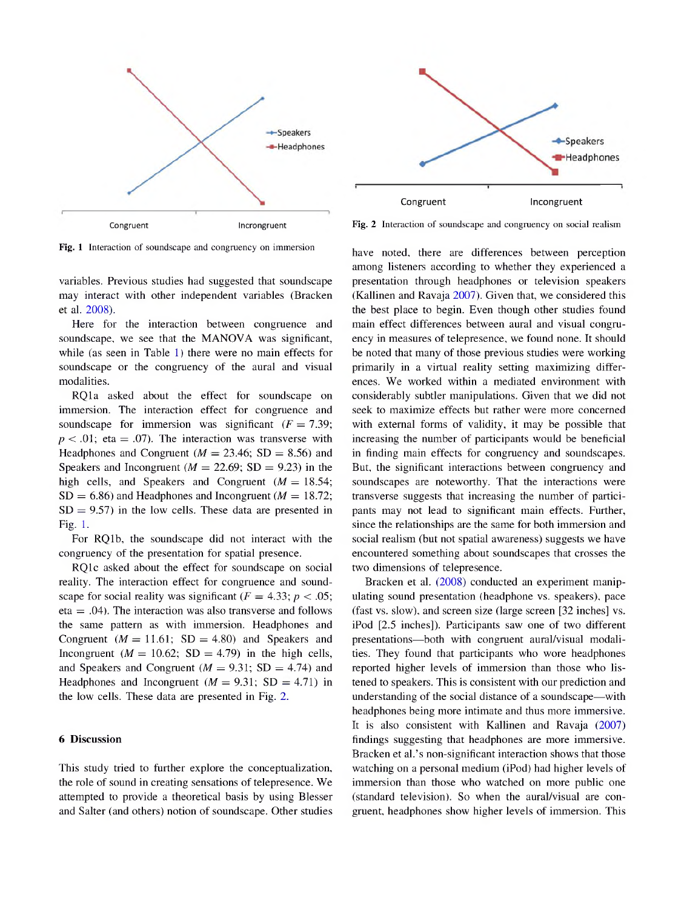Fig. 1 Interaction of soundscape and congruency on immersion

Fig. 2 Interaction of soundscape and congruency on social realism

variables. Previous studies had suggested that soundscape may interact with other independent variables (Bracken et al. 2008).

Here for the interaction between congruence and soundscape, we see that the MANOVA was significant, while (as seen in Table 1) there were no main effects for soundscape or the congruency of the aural and visual modalities.

RQ1a asked about the effect for soundscape on immersion. The interaction effect for congruence and soundscape for immersion was significant ($F = 7.39$; $p < .01$; eta $= .07$). The interaction was transverse with Headphones and Congruent ($M = 23.46$; SD $= 8.56$) and Speakers and Incongruent ($M = 22.69$; SD $= 9.23$) in the high cells, and Speakers and Congruent ($M = 18.54$; SD $= 6.86$) and Headphones and Incongruent ($M = 18.72$; SD $= 9.57$) in the low cells. These data are presented in Fig. 1.

For RQ1b, the soundscape did not interact with the congruency of the presentation for spatial presence.

RQ1c asked about the effect for soundscape on social reality. The interaction effect for congruence and soundscape for social reality was significant ($F = 4.33$; $p < .05$; eta $= .04$). The interaction was also transverse and follows the same pattern as with immersion. Headphones and Congruent ($M = 11.61$; SD $= 4.80$) and Speakers and Incongruent ($M = 10.62$; SD $= 4.79$) in the high cells, and Speakers and Congruent ($M = 9.31$; SD $= 4.74$) and Headphones and Incongruent ($M = 9.31$; SD $= 4.71$) in the low cells. These data are presented in Fig. 2.

## 6 Discussion

This study tried to further explore the conceptualization, the role of sound in creating sensations of telepresence. We attempted to provide a theoretical basis by using Blesser and Salter (and others) notion of soundscape. Other studies have noted, there are differences between perception among listeners according to whether they experienced a presentation through headphones or television speakers (Kallinen and Ravaja 2007). Given that, we considered this the best place to begin. Even though other studies found main effect differences between aural and visual congruency in measures of telepresence, we found none. It should be noted that many of those previous studies were working primarily in a virtual reality setting maximizing differences. We worked within a mediated environment with considerably subtler manipulations. Given that we did not seek to maximize effects but rather were more concerned with external forms of validity, it may be possible that increasing the number of participants would be beneficial in finding main effects for congruency and soundscapes. But, the significant interactions between congruency and soundscapes are noteworthy. That the interactions were transverse suggests that increasing the number of participants may not lead to significant main effects. Further, since the relationships are the same for both immersion and social realism (but not spatial awareness) suggests we have encountered something about soundscapes that crosses the two dimensions of telepresence.

Bracken et al. (2008) conducted an experiment manipulating sound presentation (headphone vs. speakers), pace (fast vs. slow), and screen size (large screen [32 inches] vs. iPod [2.5 inches]). Participants saw one of two different presentations—both with congruent aural/visual modalities. They found that participants who wore headphones reported higher levels of immersion than those who listened to speakers. This is consistent with our prediction and understanding of the social distance of a soundscape—with headphones being more intimate and thus more immersive. It is also consistent with Kallinen and Ravaja (2007) findings suggesting that headphones are more immersive. Bracken et al.'s non-significant interaction shows that those watching on a personal medium (iPod) had higher levels of immersion than those who watched on more public one (standard television). So when the aural/visual are congruent, headphones show higher levels of immersion. This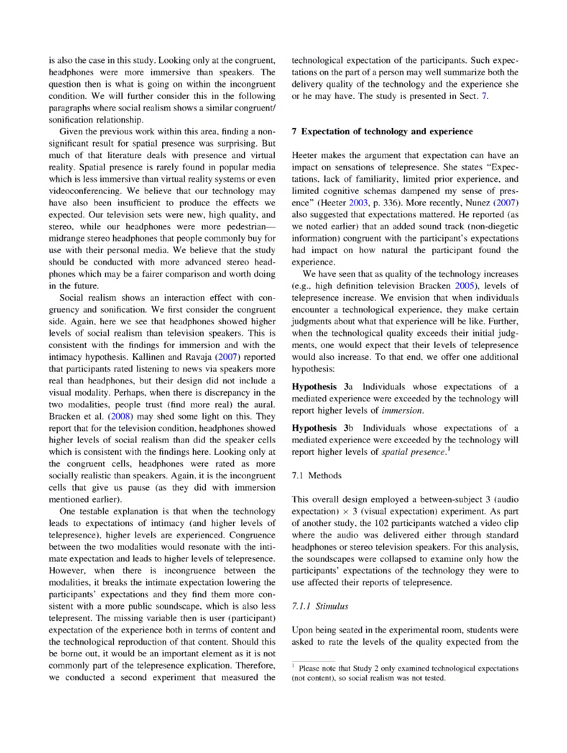is also the case in this study. Looking only at the congruent, headphones were more immersive than speakers. The question then is what is going on within the incongruent condition. We will further consider this in the following paragraphs where social realism shows a similar congruent/sonification relationship.

Given the previous work within this area, finding a non-significant result for spatial presence was surprising. But much of that literature deals with presence and virtual reality. Spatial presence is rarely found in popular media which is less immersive than virtual reality systems or even videoconferencing. We believe that our technology may have also been insufficient to produce the effects we expected. Our television sets were new, high quality, and stereo, while our headphones were more pedestrian—midrange stereo headphones that people commonly buy for use with their personal media. We believe that the study should be conducted with more advanced stereo headphones which may be a fairer comparison and worth doing in the future.

Social realism shows an interaction effect with congruency and sonification. We first consider the congruent side. Again, here we see that headphones showed higher levels of social realism than television speakers. This is consistent with the findings for immersion and with the intimacy hypothesis. Kallinen and Ravaja (2007) reported that participants rated listening to news via speakers more real than headphones, but their design did not include a visual modality. Perhaps, when there is discrepancy in the two modalities, people trust (find more real) the aural. Bracken et al. (2008) may shed some light on this. They report that for the television condition, headphones showed higher levels of social realism than did the speaker cells which is consistent with the findings here. Looking only at the congruent cells, headphones were rated as more socially realistic than speakers. Again, it is the incongruent cells that give us pause (as they did with immersion mentioned earlier).

One testable explanation is that when the technology leads to expectations of intimacy (and higher levels of telepresence), higher levels are experienced. Congruence between the two modalities would resonate with the intimate expectation and leads to higher levels of telepresence. However, when there is incongruence between the modalities, it breaks the intimate expectation lowering the participants' expectations and they find them more consistent with a more public soundscape, which is also less telepresent. The missing variable then is user (participant) expectation of the experience both in terms of content and the technological reproduction of that content. Should this be borne out, it would be an important element as it is not commonly part of the telepresence explication. Therefore, we conducted a second experiment that measured the technological expectation of the participants. Such expectations on the part of a person may well summarize both the delivery quality of the technology and the experience she or he may have. The study is presented in Sect. 7.

## 7 Expectation of technology and experience

Heeter makes the argument that expectation can have an impact on sensations of telepresence. She states "Expectations, lack of familiarity, limited prior experience, and limited cognitive schemas dampened my sense of presence" (Heeter 2003, p. 336). More recently, Nunez (2007) also suggested that expectations mattered. He reported (as we noted earlier) that an added sound track (non-diegetic information) congruent with the participant's expectations had impact on how natural the participant found the experience.

We have seen that as quality of the technology increases (e.g., high definition television Bracken 2005), levels of telepresence increase. We envision that when individuals encounter a technological experience, they make certain judgments about what that experience will be like. Further, when the technological quality exceeds their initial judgments, one would expect that their levels of telepresence would also increase. To that end, we offer one additional hypothesis:

**Hypothesis** 3a Individuals whose expectations of a mediated experience were exceeded by the technology will report higher levels of *immersion*.

**Hypothesis** 3b Individuals whose expectations of a mediated experience were exceeded by the technology will report higher levels of *spatial presence*.[1]

### 7.1 Methods

This overall design employed a between-subject 3 (audio expectation) $\times$ 3 (visual expectation) experiment. As part of another study, the 102 participants watched a video clip where the audio was delivered either through standard headphones or stereo television speakers. For this analysis, the soundscapes were collapsed to examine only how the participants' expectations of the technology they were to use affected their reports of telepresence.

#### 7.1.1 Stimulus

Upon being seated in the experimental room, students were asked to rate the levels of the quality expected from the

[1] Please note that Study 2 only examined technological expectations (not content), so social realism was not tested.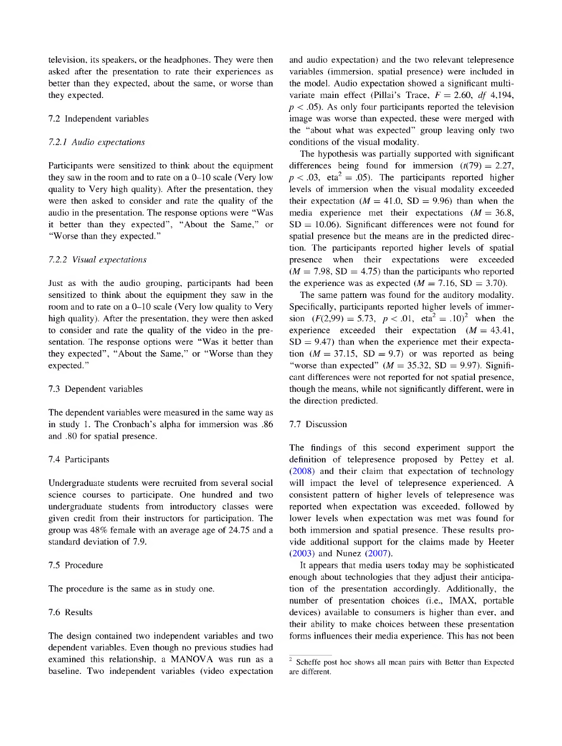television, its speakers, or the headphones. They were then asked after the presentation to rate their experiences as better than they expected, about the same, or worse than they expected.

## 7.2 Independent variables

### 7.2.1 Audio expectations

Participants were sensitized to think about the equipment they saw in the room and to rate on a 0–10 scale (Very low quality to Very high quality). After the presentation, they were then asked to consider and rate the quality of the audio in the presentation. The response options were "Was it better than they expected", "About the Same," or "Worse than they expected."

### 7.2.2 Visual expectations

Just as with the audio grouping, participants had been sensitized to think about the equipment they saw in the room and to rate on a 0–10 scale (Very low quality to Very high quality). After the presentation, they were then asked to consider and rate the quality of the video in the presentation. The response options were "Was it better than they expected", "About the Same," or "Worse than they expected."

## 7.3 Dependent variables

The dependent variables were measured in the same way as in study 1. The Cronbach's alpha for immersion was .86 and .80 for spatial presence.

## 7.4 Participants

Undergraduate students were recruited from several social science courses to participate. One hundred and two undergraduate students from introductory classes were given credit from their instructors for participation. The group was 48% female with an average age of 24.75 and a standard deviation of 7.9.

## 7.5 Procedure

The procedure is the same as in study one.

## 7.6 Results

The design contained two independent variables and two dependent variables. Even though no previous studies had examined this relationship, a MANOVA was run as a baseline. Two independent variables (video expectation and audio expectation) and the two relevant telepresence variables (immersion, spatial presence) were included in the model. Audio expectation showed a significant multivariate main effect (Pillai's Trace, $F = 2.60$, $df$ 4,194, $p < .05$). As only four participants reported the television image was worse than expected, these were merged with the "about what was expected" group leaving only two conditions of the visual modality.

The hypothesis was partially supported with significant differences being found for immersion ($t(79) = 2.27$, $p < .03$, $\text{eta}^2 = .05$). The participants reported higher levels of immersion when the visual modality exceeded their expectation ($M = 41.0$, $SD = 9.96$) than when the media experience met their expectations ($M = 36.8$, $SD = 10.06$). Significant differences were not found for spatial presence but the means are in the predicted direction. The participants reported higher levels of spatial presence when their expectations were exceeded ($M = 7.98$, $SD = 4.75$) than the participants who reported the experience was as expected ($M = 7.16$, $SD = 3.70$).

The same pattern was found for the auditory modality. Specifically, participants reported higher levels of immersion ($F(2,99) = 5.73$, $p < .01$, $\text{eta}^2 = .10$)[2] when the experience exceeded their expectation ($M = 43.41$, $SD = 9.47$) than when the experience met their expectation ($M = 37.15$, $SD = 9.7$) or was reported as being "worse than expected" ($M = 35.32$, $SD = 9.97$). Significant differences were not reported for not spatial presence, though the means, while not significantly different, were in the direction predicted.

## 7.7 Discussion

The findings of this second experiment support the definition of telepresence proposed by Pettey et al. (2008) and their claim that expectation of technology will impact the level of telepresence experienced. A consistent pattern of higher levels of telepresence was reported when expectation was exceeded, followed by lower levels when expectation was met was found for both immersion and spatial presence. These results provide additional support for the claims made by Heeter (2003) and Nunez (2007).

It appears that media users today may be sophisticated enough about technologies that they adjust their anticipation of the presentation accordingly. Additionally, the number of presentation choices (i.e., IMAX, portable devices) available to consumers is higher than ever, and their ability to make choices between these presentation forms influences their media experience. This has not been

[2] Scheffe post hoc shows all mean pairs with Better than Expected are different.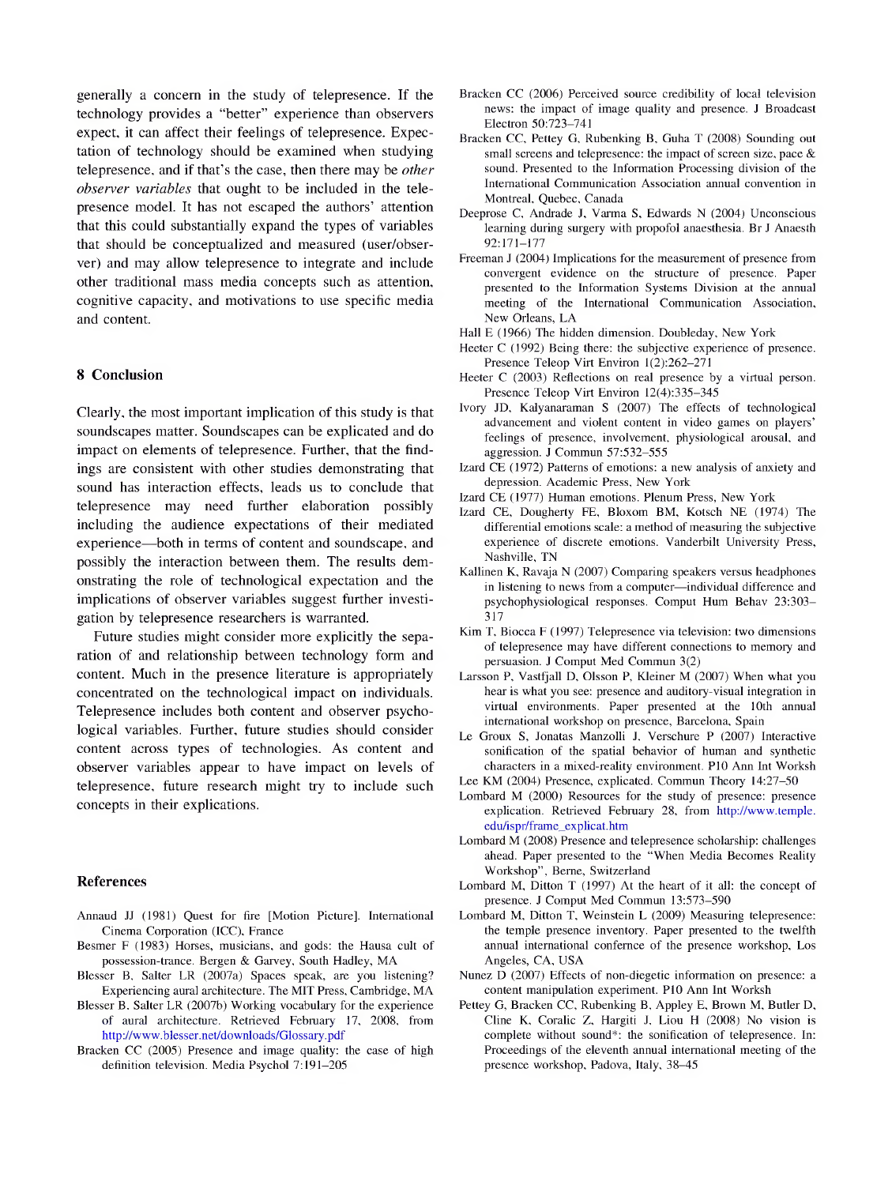generally a concern in the study of telepresence. If the technology provides a "better" experience than observers expect, it can affect their feelings of telepresence. Expectation of technology should be examined when studying telepresence, and if that's the case, then there may be *other observer variables* that ought to be included in the telepresence model. It has not escaped the authors' attention that this could substantially expand the types of variables that should be conceptualized and measured (user/observer) and may allow telepresence to integrate and include other traditional mass media concepts such as attention, cognitive capacity, and motivations to use specific media and content.

## 8 Conclusion

Clearly, the most important implication of this study is that soundscapes matter. Soundscapes can be explicated and do impact on elements of telepresence. Further, that the findings are consistent with other studies demonstrating that sound has interaction effects, leads us to conclude that telepresence may need further elaboration possibly including the audience expectations of their mediated experience—both in terms of content and soundscape, and possibly the interaction between them. The results demonstrating the role of technological expectation and the implications of observer variables suggest further investigation by telepresence researchers is warranted.

Future studies might consider more explicitly the separation of and relationship between technology form and content. Much in the presence literature is appropriately concentrated on the technological impact on individuals. Telepresence includes both content and observer psychological variables. Further, future studies should consider content across types of technologies. As content and observer variables appear to have impact on levels of telepresence, future research might try to include such concepts in their explications.

## References

Annaud JJ (1981) Quest for fire [Motion Picture]. International Cinema Corporation (ICC), France

Besmer F (1983) Horses, musicians, and gods: the Hausa cult of possession-trance. Bergen & Garvey, South Hadley, MA

Blesser B, Salter LR (2007a) Spaces speak, are you listening? Experiencing aural architecture. The MIT Press, Cambridge, MA

Blesser B, Salter LR (2007b) Working vocabulary for the experience of aural architecture. Retrieved February 17, 2008, from http://www.blesser.net/downloads/Glossary.pdf

Bracken CC (2005) Presence and image quality: the case of high definition television. Media Psychol 7:191–205

Bracken CC (2006) Perceived source credibility of local television news: the impact of image quality and presence. J Broadcast Electron 50:723–741

Bracken CC, Pettey G, Rubenking B, Guha T (2008) Sounding out small screens and telepresence: the impact of screen size, pace & sound. Presented to the Information Processing division of the International Communication Association annual convention in Montreal, Quebec, Canada

Deeprose C, Andrade J, Varma S, Edwards N (2004) Unconscious learning during surgery with propofol anaesthesia. Br J Anaesth 92:171–177

Freeman J (2004) Implications for the measurement of presence from convergent evidence on the structure of presence. Paper presented to the Information Systems Division at the annual meeting of the International Communication Association, New Orleans, LA

Hall E (1966) The hidden dimension. Doubleday, New York

Heeter C (1992) Being there: the subjective experience of presence. Presence Teleop Virt Environ 1(2):262–271

Heeter C (2003) Reflections on real presence by a virtual person. Presence Teleop Virt Environ 12(4):335–345

Ivory JD, Kalyanaraman S (2007) The effects of technological advancement and violent content in video games on players' feelings of presence, involvement, physiological arousal, and aggression. J Commun 57:532–555

Izard CE (1972) Patterns of emotions: a new analysis of anxiety and depression. Academic Press, New York

Izard CE (1977) Human emotions. Plenum Press, New York

Izard CE, Dougherty FE, Bloxom BM, Kotsch NE (1974) The differential emotions scale: a method of measuring the subjective experience of discrete emotions. Vanderbilt University Press, Nashville, TN

Kallinen K, Ravaja N (2007) Comparing speakers versus headphones in listening to news from a computer—individual difference and psychophysiological responses. Comput Hum Behav 23:303–317

Kim T, Biocca F (1997) Telepresence via television: two dimensions of telepresence may have different connections to memory and persuasion. J Comput Med Commun 3(2)

Larsson P, Vastfjall D, Olsson P, Kleiner M (2007) When what you hear is what you see: presence and auditory-visual integration in virtual environments. Paper presented at the 10th annual international workshop on presence, Barcelona, Spain

Le Groux S, Jonatas Manzolli J, Verschure P (2007) Interactive sonification of the spatial behavior of human and synthetic characters in a mixed-reality environment. P10 Ann Int Worksh

Lee KM (2004) Presence, explicated. Commun Theory 14:27–50

Lombard M (2000) Resources for the study of presence: presence explication. Retrieved February 28, from http://www.temple.edu/ispr/frame_explicat.htm

Lombard M (2008) Presence and telepresence scholarship: challenges ahead. Paper presented to the "When Media Becomes Reality Workshop", Berne, Switzerland

Lombard M, Ditton T (1997) At the heart of it all: the concept of presence. J Comput Med Commun 13:573–590

Lombard M, Ditton T, Weinstein L (2009) Measuring telepresence: the temple presence inventory. Paper presented to the twelfth annual international confernce of the presence workshop, Los Angeles, CA, USA

Nunez D (2007) Effects of non-diegetic information on presence: a content manipulation experiment. P10 Ann Int Worksh

Pettey G, Bracken CC, Rubenking B, Appley E, Brown M, Butler D, Cline K, Coralic Z, Hargiti J, Liou H (2008) No vision is complete without sound*: the sonification of telepresence. In: Proceedings of the eleventh annual international meeting of the presence workshop, Padova, Italy, 38–45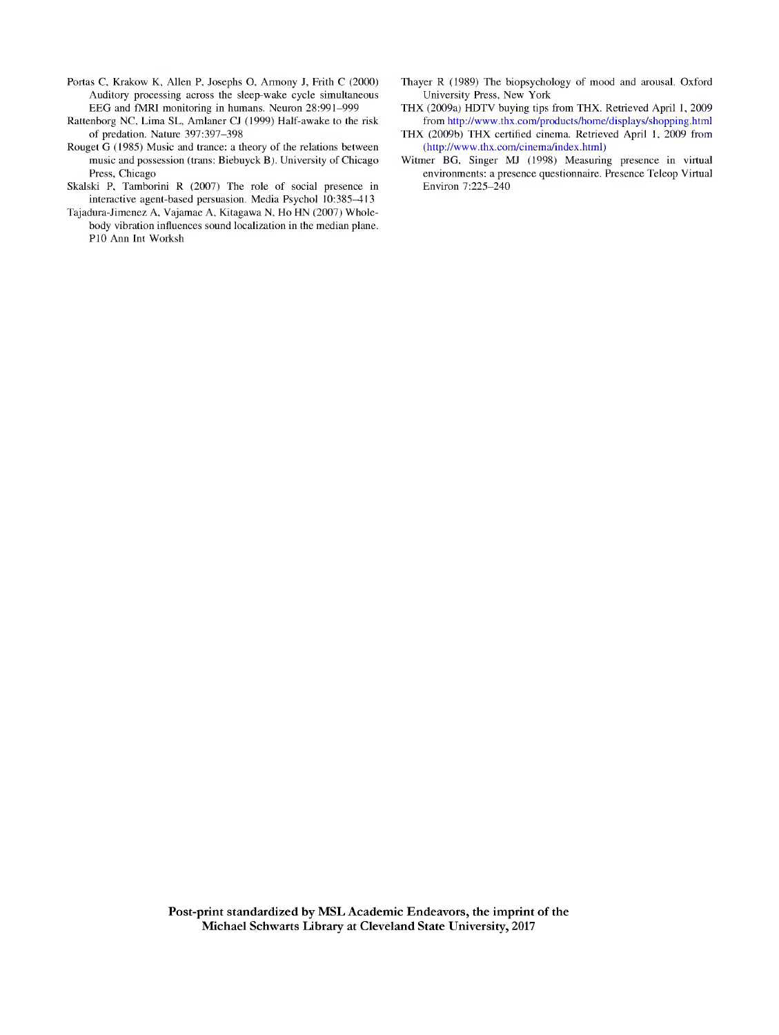Portas C, Krakow K, Allen P, Josephs O, Armony J, Frith C (2000) Auditory processing across the sleep-wake cycle simultaneous EEG and fMRI monitoring in humans. Neuron 28:991–999

Rattenborg NC, Lima SL, Amlaner CJ (1999) Half-awake to the risk of predation. Nature 397:397–398

Rouget G (1985) Music and trance: a theory of the relations between music and possession (trans: Biebuyck B). University of Chicago Press, Chicago

Skalski P, Tamborini R (2007) The role of social presence in interactive agent-based persuasion. Media Psychol 10:385–413

Tajadura-Jimenez A, Vajamae A, Kitagawa N, Ho HN (2007) Whole-body vibration influences sound localization in the median plane. P10 Ann Int Worksh

Thayer R (1989) The biopsychology of mood and arousal. Oxford University Press, New York

THX (2009a) HDTV buying tips from THX. Retrieved April 1, 2009 from http://www.thx.com/products/home/displays/shopping.html

THX (2009b) THX certified cinema. Retrieved April 1, 2009 from (http://www.thx.com/cinema/index.html)

Witmer BG, Singer MJ (1998) Measuring presence in virtual environments: a presence questionnaire. Presence Teleop Virtual Environ 7:225–240

**Post-print standardized by MSL Academic Endeavors, the imprint of the Michael Schwarts Library at Cleveland State University, 2017**